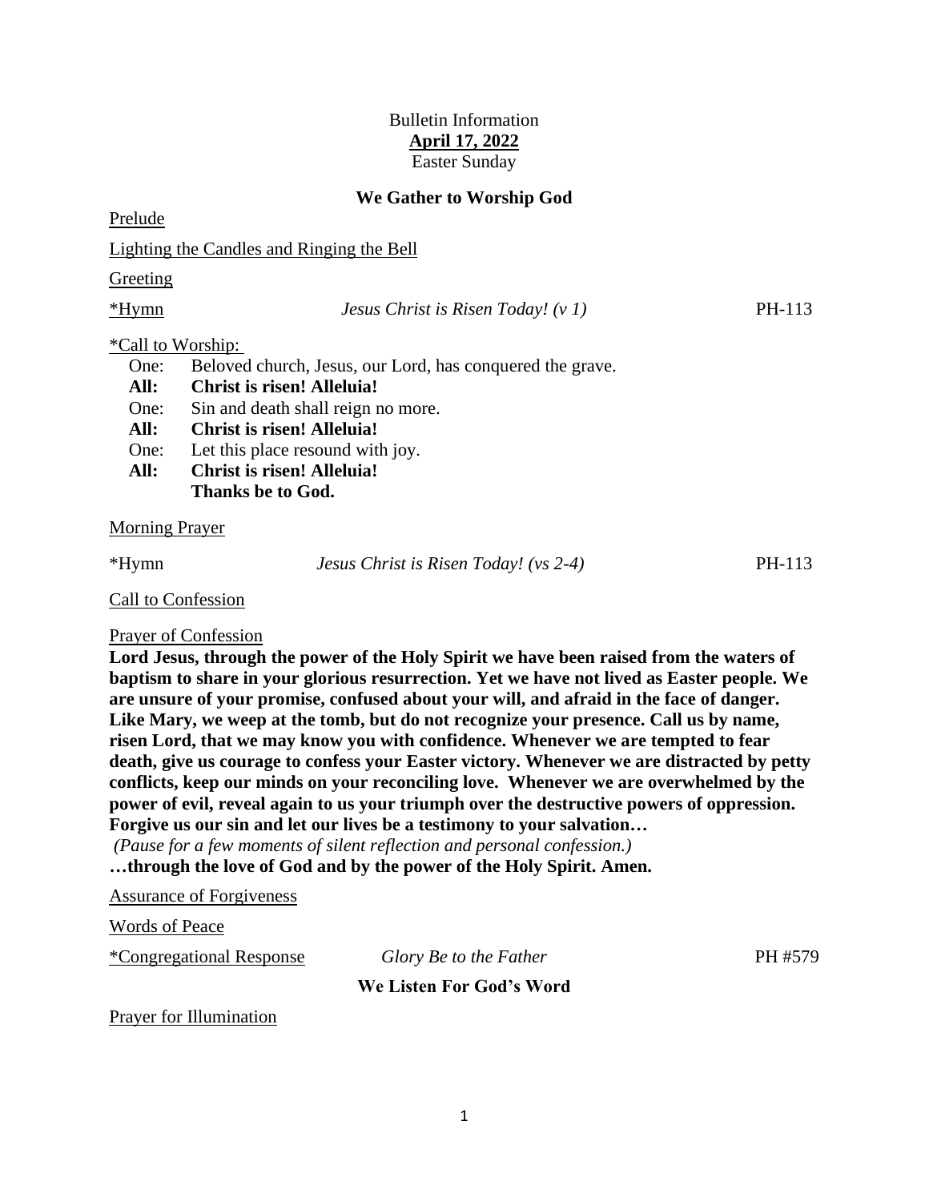Bulletin Information

**April 17, 2022**

Easter Sunday

## We Gather to Worship God

Prelude

Lighting the Candles and Ringing the Bell

Greeting

*Hymn *Jesus Christ is Risen Today! (v 1)* PH-113

*Call to Worship:

One: Beloved church, Jesus, our Lord, has conquered the grave.
**All: Christ is risen! Alleluia!**
One: Sin and death shall reign no more.
**All: Christ is risen! Alleluia!**
One: Let this place resound with joy.
**All: Christ is risen! Alleluia!**
**Thanks be to God.**

Morning Prayer

*Hymn *Jesus Christ is Risen Today! (vs 2-4)* PH-113

Call to Confession

Prayer of Confession

**Lord Jesus, through the power of the Holy Spirit we have been raised from the waters of baptism to share in your glorious resurrection. Yet we have not lived as Easter people. We are unsure of your promise, confused about your will, and afraid in the face of danger. Like Mary, we weep at the tomb, but do not recognize your presence. Call us by name, risen Lord, that we may know you with confidence. Whenever we are tempted to fear death, give us courage to confess your Easter victory. Whenever we are distracted by petty conflicts, keep our minds on your reconciling love. Whenever we are overwhelmed by the power of evil, reveal again to us your triumph over the destructive powers of oppression. Forgive us our sin and let our lives be a testimony to your salvation…**

*(Pause for a few moments of silent reflection and personal confession.)*

**…through the love of God and by the power of the Holy Spirit. Amen.**

Assurance of Forgiveness

Words of Peace

*Congregational Response *Glory Be to the Father* PH #579

## We Listen For God's Word

Prayer for Illumination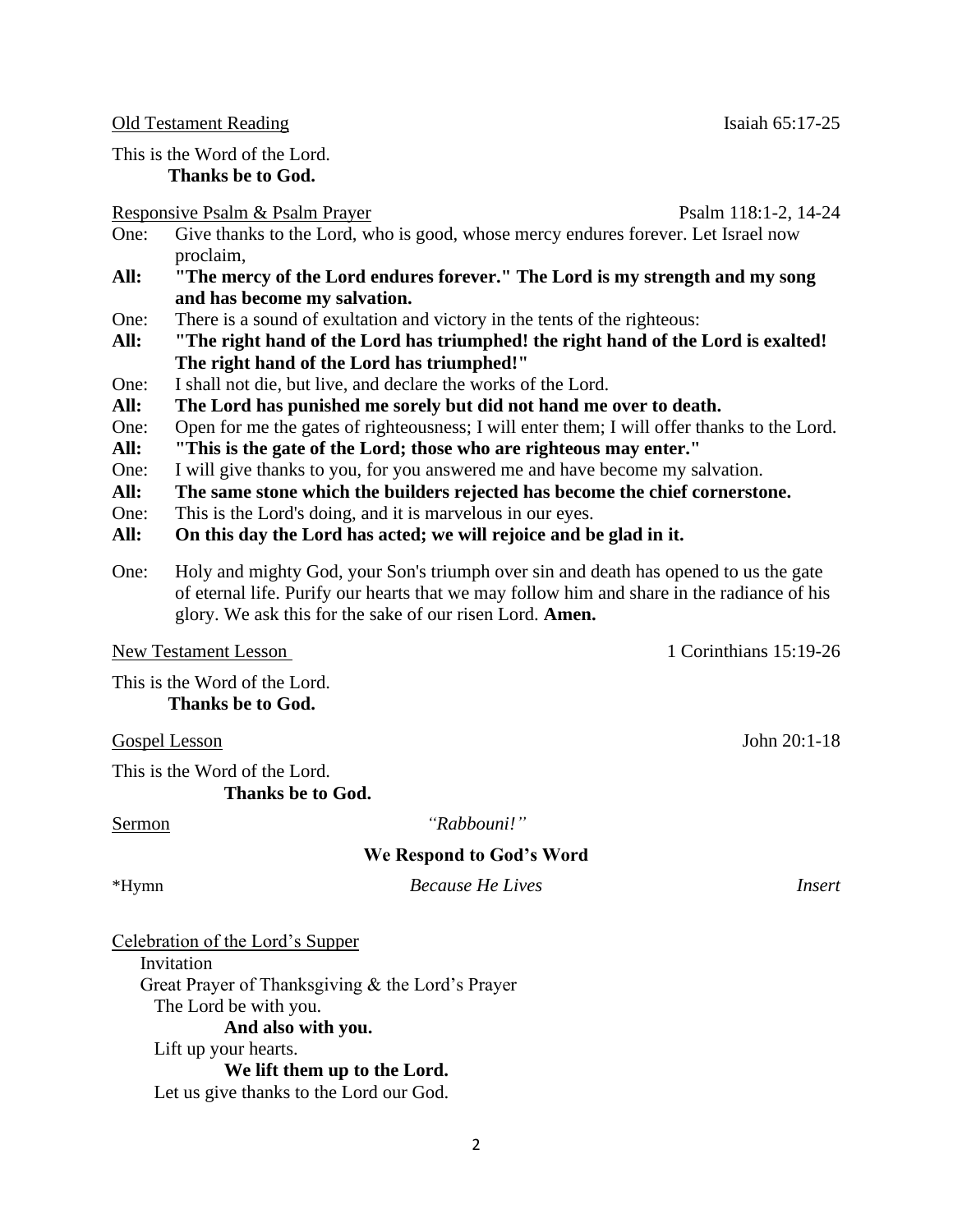Old Testament Reading Isaiah 65:17-25

This is the Word of the Lord.
**Thanks be to God.**

Responsive Psalm & Psalm Prayer Psalm 118:1-2, 14-24

One: Give thanks to the Lord, who is good, whose mercy endures forever. Let Israel now proclaim,

**All: "The mercy of the Lord endures forever." The Lord is my strength and my song and has become my salvation.**

One: There is a sound of exultation and victory in the tents of the righteous:

**All: "The right hand of the Lord has triumphed! the right hand of the Lord is exalted! The right hand of the Lord has triumphed!"**

One: I shall not die, but live, and declare the works of the Lord.

**All: The Lord has punished me sorely but did not hand me over to death.**

One: Open for me the gates of righteousness; I will enter them; I will offer thanks to the Lord.

**All: "This is the gate of the Lord; those who are righteous may enter."**

One: I will give thanks to you, for you answered me and have become my salvation.

**All: The same stone which the builders rejected has become the chief cornerstone.**

One: This is the Lord's doing, and it is marvelous in our eyes.

**All: On this day the Lord has acted; we will rejoice and be glad in it.**

One: Holy and mighty God, your Son's triumph over sin and death has opened to us the gate of eternal life. Purify our hearts that we may follow him and share in the radiance of his glory. We ask this for the sake of our risen Lord. **Amen.**

New Testament Lesson 1 Corinthians 15:19-26

This is the Word of the Lord.
**Thanks be to God.**

Gospel Lesson John 20:1-18

This is the Word of the Lord.
**Thanks be to God.**

Sermon *"Rabbouni!"*

**We Respond to God's Word**

*Hymn *Because He Lives* *Insert*

Celebration of the Lord's Supper

Invitation

Great Prayer of Thanksgiving & the Lord's Prayer

The Lord be with you.
**And also with you.**

Lift up your hearts.
**We lift them up to the Lord.**

Let us give thanks to the Lord our God.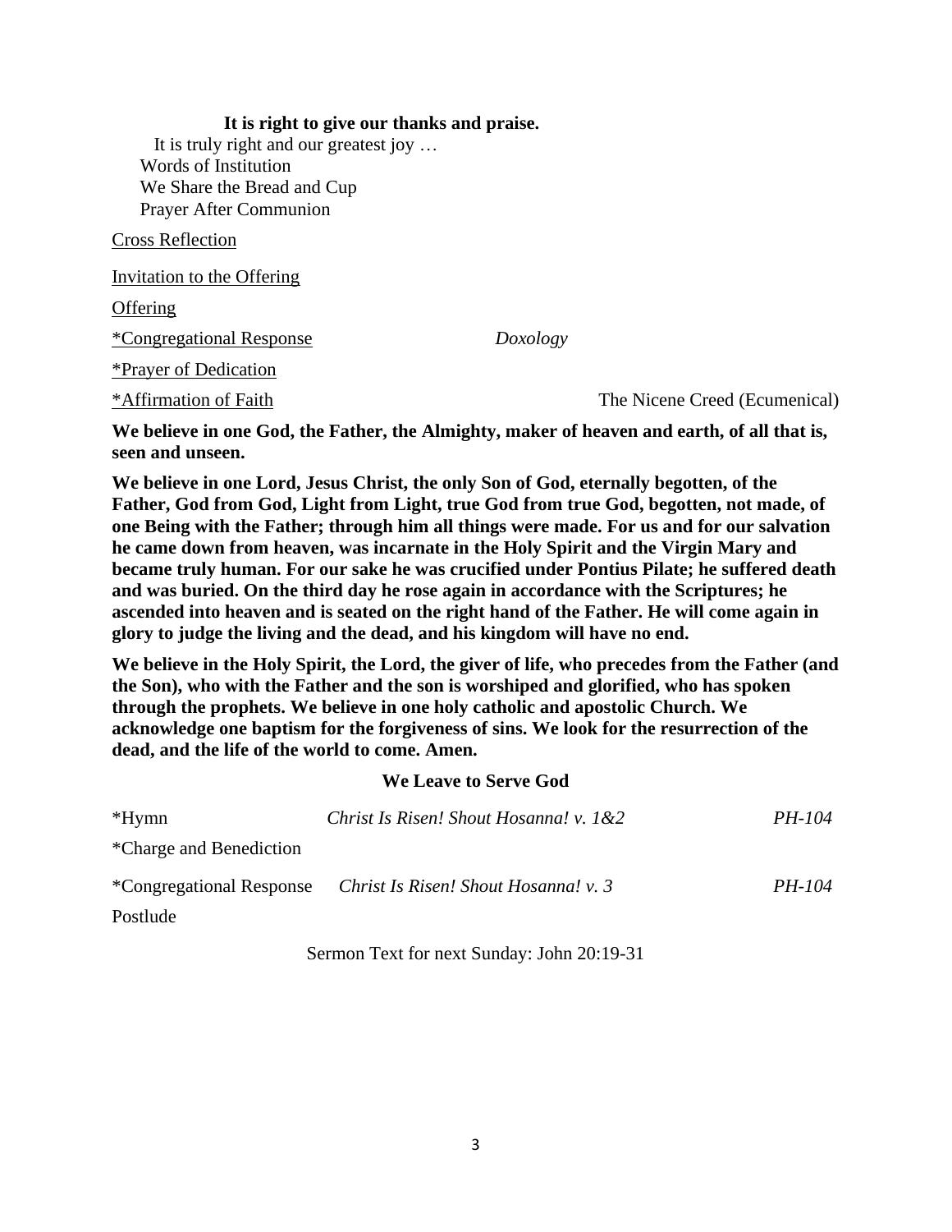**It is right to give our thanks and praise.**

It is truly right and our greatest joy …

Words of Institution

We Share the Bread and Cup

Prayer After Communion

Cross Reflection

Invitation to the Offering

Offering

*Congregational Response *Doxology*

*Prayer of Dedication

*Affirmation of Faith The Nicene Creed (Ecumenical)

**We believe in one God, the Father, the Almighty, maker of heaven and earth, of all that is, seen and unseen.**

**We believe in one Lord, Jesus Christ, the only Son of God, eternally begotten, of the Father, God from God, Light from Light, true God from true God, begotten, not made, of one Being with the Father; through him all things were made. For us and for our salvation he came down from heaven, was incarnate in the Holy Spirit and the Virgin Mary and became truly human. For our sake he was crucified under Pontius Pilate; he suffered death and was buried. On the third day he rose again in accordance with the Scriptures; he ascended into heaven and is seated on the right hand of the Father. He will come again in glory to judge the living and the dead, and his kingdom will have no end.**

**We believe in the Holy Spirit, the Lord, the giver of life, who precedes from the Father (and the Son), who with the Father and the son is worshiped and glorified, who has spoken through the prophets. We believe in one holy catholic and apostolic Church. We acknowledge one baptism for the forgiveness of sins. We look for the resurrection of the dead, and the life of the world to come. Amen.**

**We Leave to Serve God**

*Hymn *Christ Is Risen! Shout Hosanna! v. 1&2* *PH-104*

*Charge and Benediction

*Congregational Response *Christ Is Risen! Shout Hosanna! v. 3* *PH-104*

Postlude

Sermon Text for next Sunday: John 20:19-31